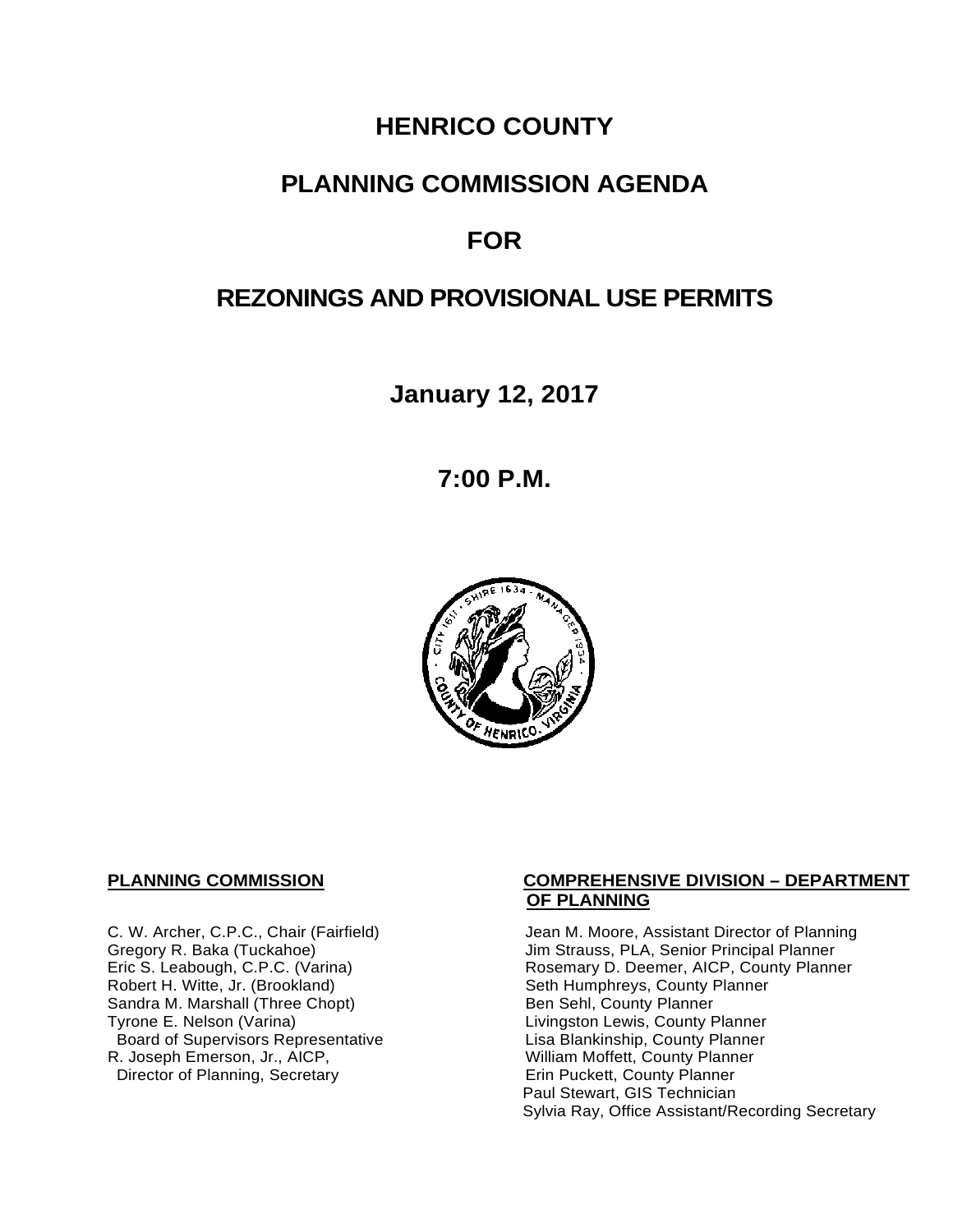# HENRICO COUNTY

# PLANNING COMMISSION AGENDA

# FOR

# REZONINGS AND PROVISIONAL USE PERMITS

## January 12, 2017

## 7:00 P.M.

**PLANNING COMMISSION**

C. W. Archer, C.P.C., Chair (Fairfield)
Gregory R. Baka (Tuckahoe)
Eric S. Leabough, C.P.C. (Varina)
Robert H. Witte, Jr. (Brookland)
Sandra M. Marshall (Three Chopt)
Tyrone E. Nelson (Varina)
Board of Supervisors Representative
R. Joseph Emerson, Jr., AICP,
Director of Planning, Secretary

**COMPREHENSIVE DIVISION – DEPARTMENT OF PLANNING**

Jean M. Moore, Assistant Director of Planning
Jim Strauss, PLA, Senior Principal Planner
Rosemary D. Deemer, AICP, County Planner
Seth Humphreys, County Planner
Ben Sehl, County Planner
Livingston Lewis, County Planner
Lisa Blankinship, County Planner
William Moffett, County Planner
Erin Puckett, County Planner
Paul Stewart, GIS Technician
Sylvia Ray, Office Assistant/Recording Secretary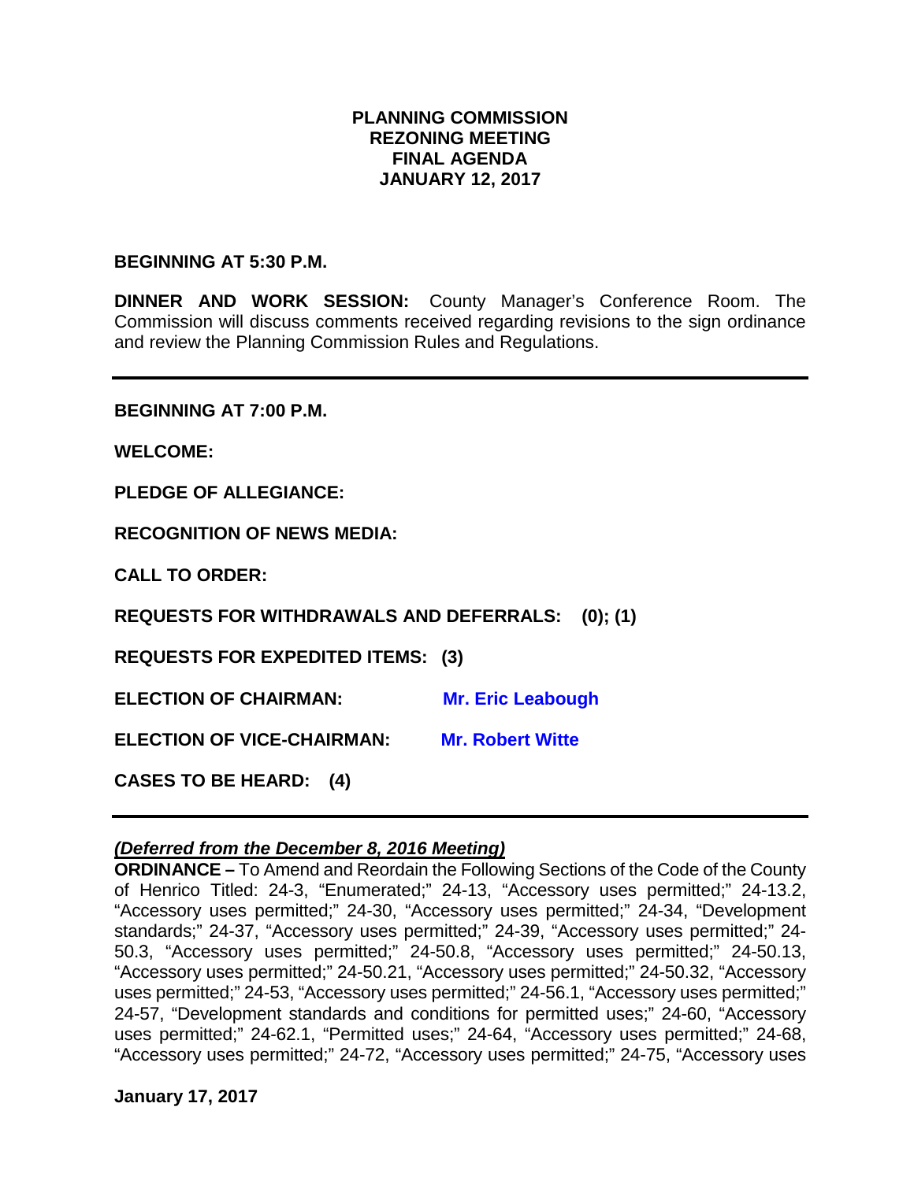**PLANNING COMMISSION**
**REZONING MEETING**
**FINAL AGENDA**
**JANUARY 12, 2017**

**BEGINNING AT 5:30 P.M.**

**DINNER AND WORK SESSION:** County Manager's Conference Room. The Commission will discuss comments received regarding revisions to the sign ordinance and review the Planning Commission Rules and Regulations.

---

**BEGINNING AT 7:00 P.M.**

**WELCOME:**

**PLEDGE OF ALLEGIANCE:**

**RECOGNITION OF NEWS MEDIA:**

**CALL TO ORDER:**

**REQUESTS FOR WITHDRAWALS AND DEFERRALS: (0); (1)**

**REQUESTS FOR EXPEDITED ITEMS: (3)**

**ELECTION OF CHAIRMAN:** **Mr. Eric Leabough**

**ELECTION OF VICE-CHAIRMAN:** **Mr. Robert Witte**

**CASES TO BE HEARD: (4)**

---

***(Deferred from the December 8, 2016 Meeting)***

**ORDINANCE –** To Amend and Reordain the Following Sections of the Code of the County of Henrico Titled: 24-3, "Enumerated;" 24-13, "Accessory uses permitted;" 24-13.2, "Accessory uses permitted;" 24-30, "Accessory uses permitted;" 24-34, "Development standards;" 24-37, "Accessory uses permitted;" 24-39, "Accessory uses permitted;" 24-50.3, "Accessory uses permitted;" 24-50.8, "Accessory uses permitted;" 24-50.13, "Accessory uses permitted;" 24-50.21, "Accessory uses permitted;" 24-50.32, "Accessory uses permitted;" 24-53, "Accessory uses permitted;" 24-56.1, "Accessory uses permitted;" 24-57, "Development standards and conditions for permitted uses;" 24-60, "Accessory uses permitted;" 24-62.1, "Permitted uses;" 24-64, "Accessory uses permitted;" 24-68, "Accessory uses permitted;" 24-72, "Accessory uses permitted;" 24-75, "Accessory uses

**January 17, 2017**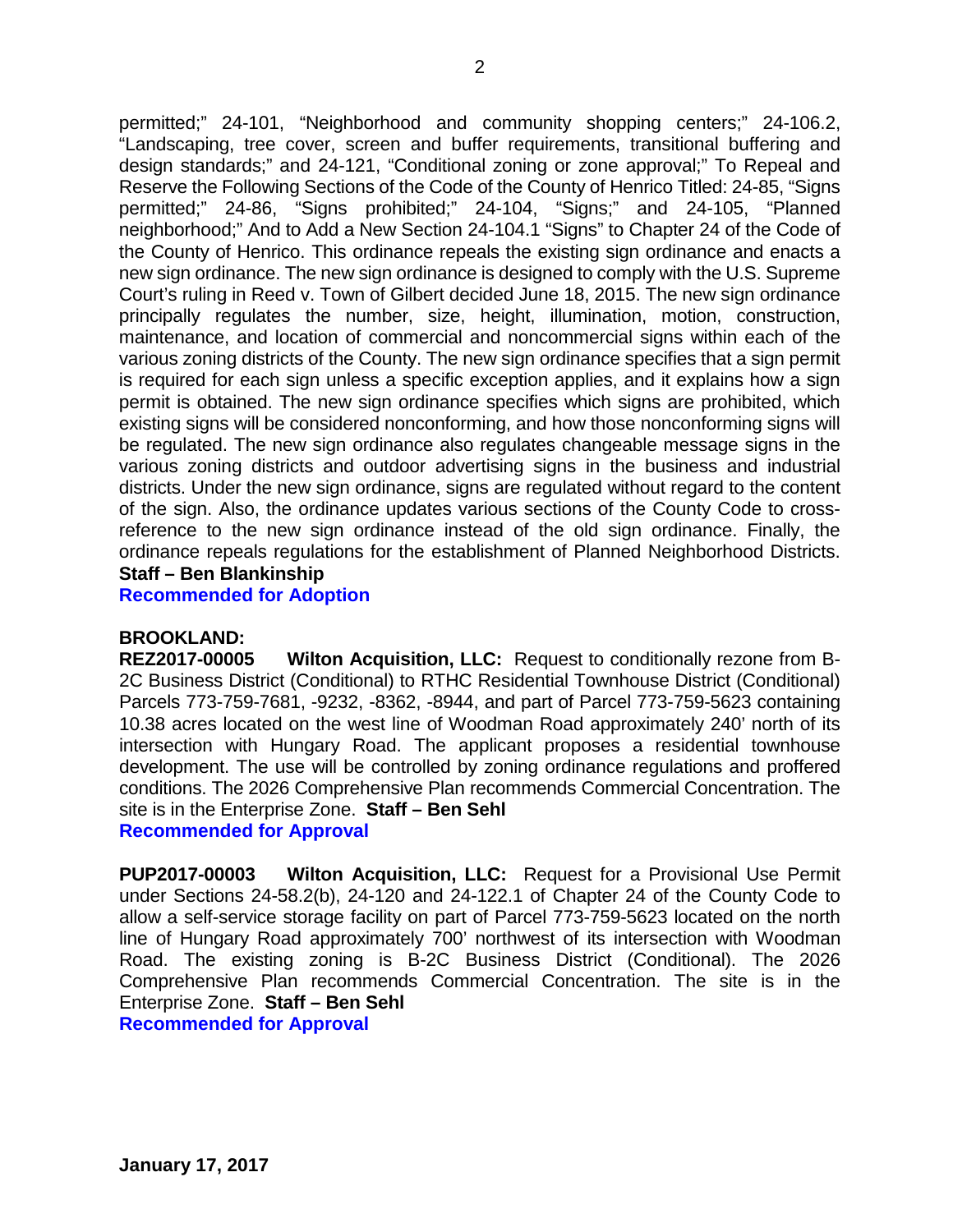permitted;" 24-101, "Neighborhood and community shopping centers;" 24-106.2, "Landscaping, tree cover, screen and buffer requirements, transitional buffering and design standards;" and 24-121, "Conditional zoning or zone approval;" To Repeal and Reserve the Following Sections of the Code of the County of Henrico Titled: 24-85, "Signs permitted;" 24-86, "Signs prohibited;" 24-104, "Signs;" and 24-105, "Planned neighborhood;" And to Add a New Section 24-104.1 "Signs" to Chapter 24 of the Code of the County of Henrico. This ordinance repeals the existing sign ordinance and enacts a new sign ordinance. The new sign ordinance is designed to comply with the U.S. Supreme Court's ruling in Reed v. Town of Gilbert decided June 18, 2015. The new sign ordinance principally regulates the number, size, height, illumination, motion, construction, maintenance, and location of commercial and noncommercial signs within each of the various zoning districts of the County. The new sign ordinance specifies that a sign permit is required for each sign unless a specific exception applies, and it explains how a sign permit is obtained. The new sign ordinance specifies which signs are prohibited, which existing signs will be considered nonconforming, and how those nonconforming signs will be regulated. The new sign ordinance also regulates changeable message signs in the various zoning districts and outdoor advertising signs in the business and industrial districts. Under the new sign ordinance, signs are regulated without regard to the content of the sign. Also, the ordinance updates various sections of the County Code to cross-reference to the new sign ordinance instead of the old sign ordinance. Finally, the ordinance repeals regulations for the establishment of Planned Neighborhood Districts. **Staff – Ben Blankinship**
**Recommended for Adoption**

**BROOKLAND:**
**REZ2017-00005 Wilton Acquisition, LLC:** Request to conditionally rezone from B-2C Business District (Conditional) to RTHC Residential Townhouse District (Conditional) Parcels 773-759-7681, -9232, -8362, -8944, and part of Parcel 773-759-5623 containing 10.38 acres located on the west line of Woodman Road approximately 240' north of its intersection with Hungary Road. The applicant proposes a residential townhouse development. The use will be controlled by zoning ordinance regulations and proffered conditions. The 2026 Comprehensive Plan recommends Commercial Concentration. The site is in the Enterprise Zone. **Staff – Ben Sehl**
**Recommended for Approval**

**PUP2017-00003 Wilton Acquisition, LLC:** Request for a Provisional Use Permit under Sections 24-58.2(b), 24-120 and 24-122.1 of Chapter 24 of the County Code to allow a self-service storage facility on part of Parcel 773-759-5623 located on the north line of Hungary Road approximately 700' northwest of its intersection with Woodman Road. The existing zoning is B-2C Business District (Conditional). The 2026 Comprehensive Plan recommends Commercial Concentration. The site is in the Enterprise Zone. **Staff – Ben Sehl**
**Recommended for Approval**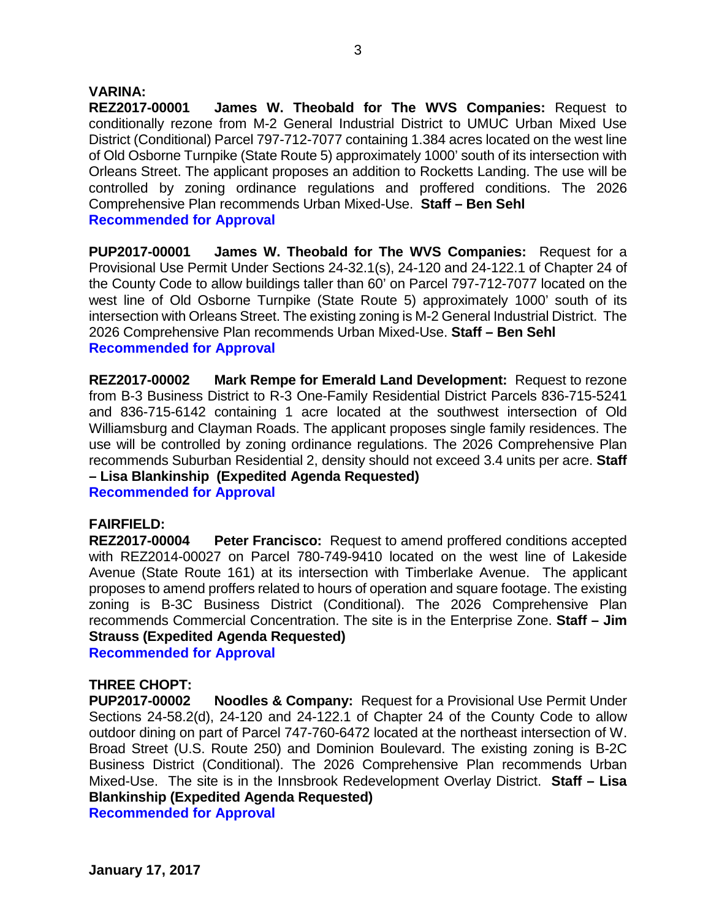**VARINA:**

**REZ2017-00001 James W. Theobald for The WVS Companies:** Request to conditionally rezone from M-2 General Industrial District to UMUC Urban Mixed Use District (Conditional) Parcel 797-712-7077 containing 1.384 acres located on the west line of Old Osborne Turnpike (State Route 5) approximately 1000' south of its intersection with Orleans Street. The applicant proposes an addition to Rocketts Landing. The use will be controlled by zoning ordinance regulations and proffered conditions. The 2026 Comprehensive Plan recommends Urban Mixed-Use. **Staff – Ben Sehl**
**Recommended for Approval**

**PUP2017-00001 James W. Theobald for The WVS Companies:** Request for a Provisional Use Permit Under Sections 24-32.1(s), 24-120 and 24-122.1 of Chapter 24 of the County Code to allow buildings taller than 60' on Parcel 797-712-7077 located on the west line of Old Osborne Turnpike (State Route 5) approximately 1000' south of its intersection with Orleans Street. The existing zoning is M-2 General Industrial District. The 2026 Comprehensive Plan recommends Urban Mixed-Use. **Staff – Ben Sehl**
**Recommended for Approval**

**REZ2017-00002 Mark Rempe for Emerald Land Development:** Request to rezone from B-3 Business District to R-3 One-Family Residential District Parcels 836-715-5241 and 836-715-6142 containing 1 acre located at the southwest intersection of Old Williamsburg and Clayman Roads. The applicant proposes single family residences. The use will be controlled by zoning ordinance regulations. The 2026 Comprehensive Plan recommends Suburban Residential 2, density should not exceed 3.4 units per acre. **Staff – Lisa Blankinship (Expedited Agenda Requested)**
**Recommended for Approval**

**FAIRFIELD:**

**REZ2017-00004 Peter Francisco:** Request to amend proffered conditions accepted with REZ2014-00027 on Parcel 780-749-9410 located on the west line of Lakeside Avenue (State Route 161) at its intersection with Timberlake Avenue. The applicant proposes to amend proffers related to hours of operation and square footage. The existing zoning is B-3C Business District (Conditional). The 2026 Comprehensive Plan recommends Commercial Concentration. The site is in the Enterprise Zone. **Staff – Jim Strauss (Expedited Agenda Requested)**
**Recommended for Approval**

**THREE CHOPT:**

**PUP2017-00002 Noodles & Company:** Request for a Provisional Use Permit Under Sections 24-58.2(d), 24-120 and 24-122.1 of Chapter 24 of the County Code to allow outdoor dining on part of Parcel 747-760-6472 located at the northeast intersection of W. Broad Street (U.S. Route 250) and Dominion Boulevard. The existing zoning is B-2C Business District (Conditional). The 2026 Comprehensive Plan recommends Urban Mixed-Use. The site is in the Innsbrook Redevelopment Overlay District. **Staff – Lisa Blankinship (Expedited Agenda Requested)**
**Recommended for Approval**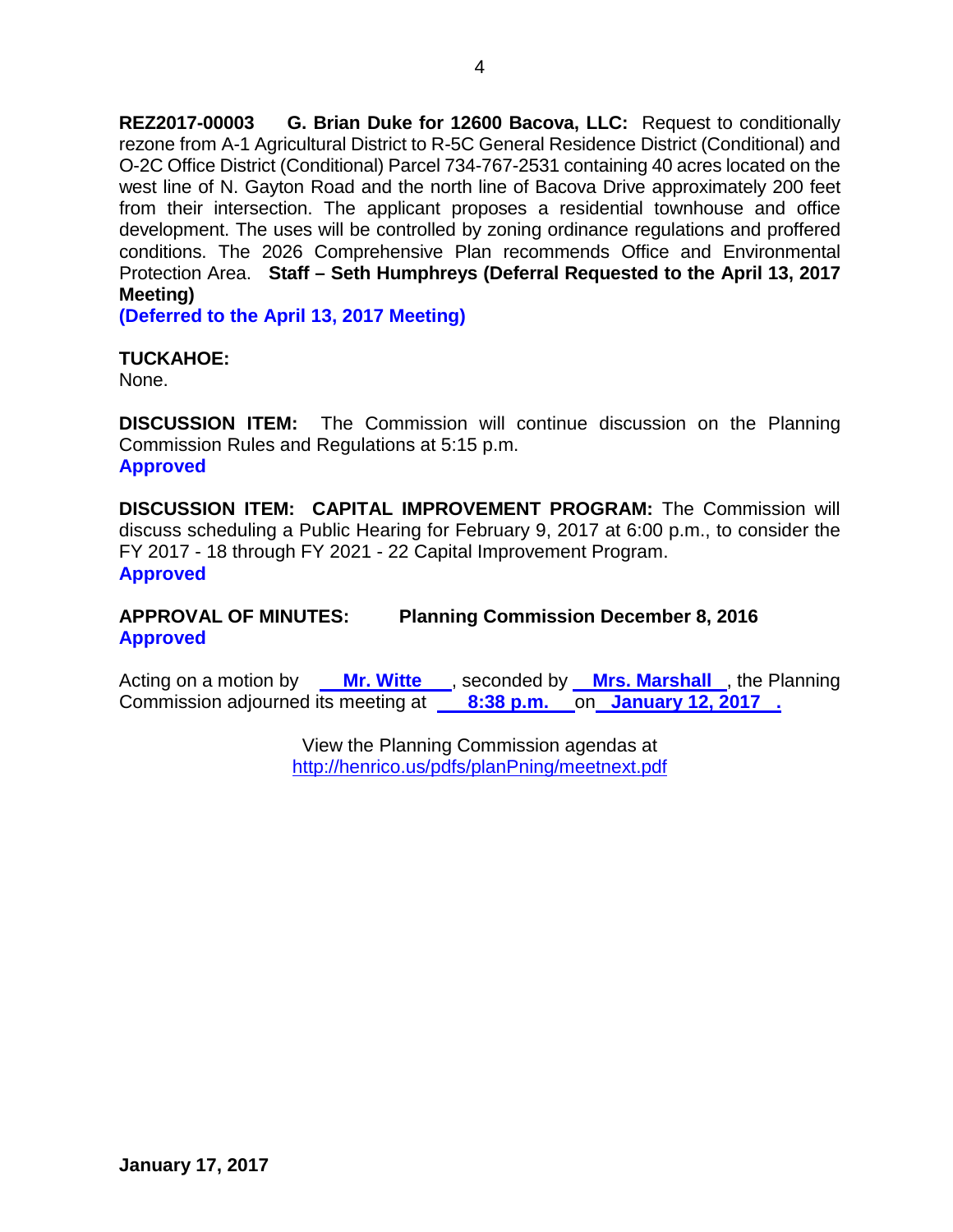**REZ2017-00003 G. Brian Duke for 12600 Bacova, LLC:** Request to conditionally rezone from A-1 Agricultural District to R-5C General Residence District (Conditional) and O-2C Office District (Conditional) Parcel 734-767-2531 containing 40 acres located on the west line of N. Gayton Road and the north line of Bacova Drive approximately 200 feet from their intersection. The applicant proposes a residential townhouse and office development. The uses will be controlled by zoning ordinance regulations and proffered conditions. The 2026 Comprehensive Plan recommends Office and Environmental Protection Area. **Staff – Seth Humphreys (Deferral Requested to the April 13, 2017 Meeting)**
**(Deferred to the April 13, 2017 Meeting)**

**TUCKAHOE:**
None.

**DISCUSSION ITEM:** The Commission will continue discussion on the Planning Commission Rules and Regulations at 5:15 p.m.
**Approved**

**DISCUSSION ITEM: CAPITAL IMPROVEMENT PROGRAM:** The Commission will discuss scheduling a Public Hearing for February 9, 2017 at 6:00 p.m., to consider the FY 2017 - 18 through FY 2021 - 22 Capital Improvement Program.
**Approved**

**APPROVAL OF MINUTES: Planning Commission December 8, 2016**
**Approved**

Acting on a motion by **Mr. Witte**, seconded by **Mrs. Marshall**, the Planning Commission adjourned its meeting at **8:38 p.m.** on **January 12, 2017**.

View the Planning Commission agendas at
http://henrico.us/pdfs/planPning/meetnext.pdf

**January 17, 2017**